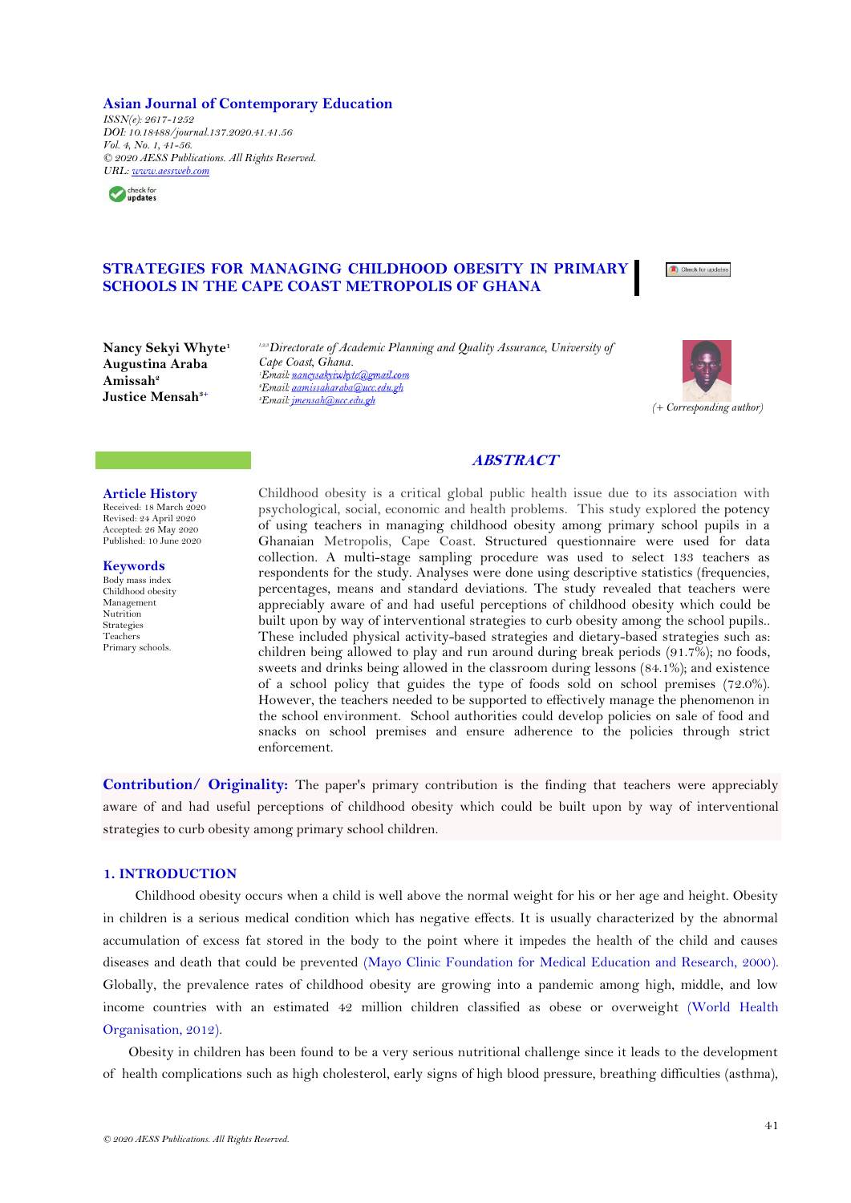Asian Journal of Contemporary Education
*ISSN(e): 2617-1252*
*DOI: 10.18488/journal.137.2020.41.41.56*
*Vol. 4, No. 1, 41-56.*
*© 2020 AESS Publications. All Rights Reserved.*
*URL: www.aessweb.com*

# STRATEGIES FOR MANAGING CHILDHOOD OBESITY IN PRIMARY SCHOOLS IN THE CAPE COAST METROPOLIS OF GHANA

**Nancy Sekyi Whyte**[1]
**Augustina Araba Amissah**[2]
**Justice Mensah**[3+]

[1,2,3]*Directorate of Academic Planning and Quality Assurance, University of Cape Coast, Ghana.*
[1]*Email: nancysakyiwhyte@gmail.com*
[2]*Email: aamissaharaba@ucc.edu.gh*
[3]*Email: jmensah@ucc.edu.gh*

*(+ Corresponding author)*

**Article History**
Received: 18 March 2020
Revised: 24 April 2020
Accepted: 26 May 2020
Published: 10 June 2020

**Keywords**
Body mass index
Childhood obesity
Management
Nutrition
Strategies
Teachers
Primary schools.

## ABSTRACT

Childhood obesity is a critical global public health issue due to its association with psychological, social, economic and health problems. This study explored the potency of using teachers in managing childhood obesity among primary school pupils in a Ghanaian Metropolis, Cape Coast. Structured questionnaire were used for data collection. A multi-stage sampling procedure was used to select 133 teachers as respondents for the study. Analyses were done using descriptive statistics (frequencies, percentages, means and standard deviations. The study revealed that teachers were appreciably aware of and had useful perceptions of childhood obesity which could be built upon by way of interventional strategies to curb obesity among the school pupils.. These included physical activity-based strategies and dietary-based strategies such as: children being allowed to play and run around during break periods (91.7%); no foods, sweets and drinks being allowed in the classroom during lessons (84.1%); and existence of a school policy that guides the type of foods sold on school premises (72.0%). However, the teachers needed to be supported to effectively manage the phenomenon in the school environment. School authorities could develop policies on sale of food and snacks on school premises and ensure adherence to the policies through strict enforcement.

**Contribution/ Originality:** The paper's primary contribution is the finding that teachers were appreciably aware of and had useful perceptions of childhood obesity which could be built upon by way of interventional strategies to curb obesity among primary school children.

## 1. INTRODUCTION

Childhood obesity occurs when a child is well above the normal weight for his or her age and height. Obesity in children is a serious medical condition which has negative effects. It is usually characterized by the abnormal accumulation of excess fat stored in the body to the point where it impedes the health of the child and causes diseases and death that could be prevented (Mayo Clinic Foundation for Medical Education and Research, 2000). Globally, the prevalence rates of childhood obesity are growing into a pandemic among high, middle, and low income countries with an estimated 42 million children classified as obese or overweight (World Health Organisation, 2012).

Obesity in children has been found to be a very serious nutritional challenge since it leads to the development of health complications such as high cholesterol, early signs of high blood pressure, breathing difficulties (asthma),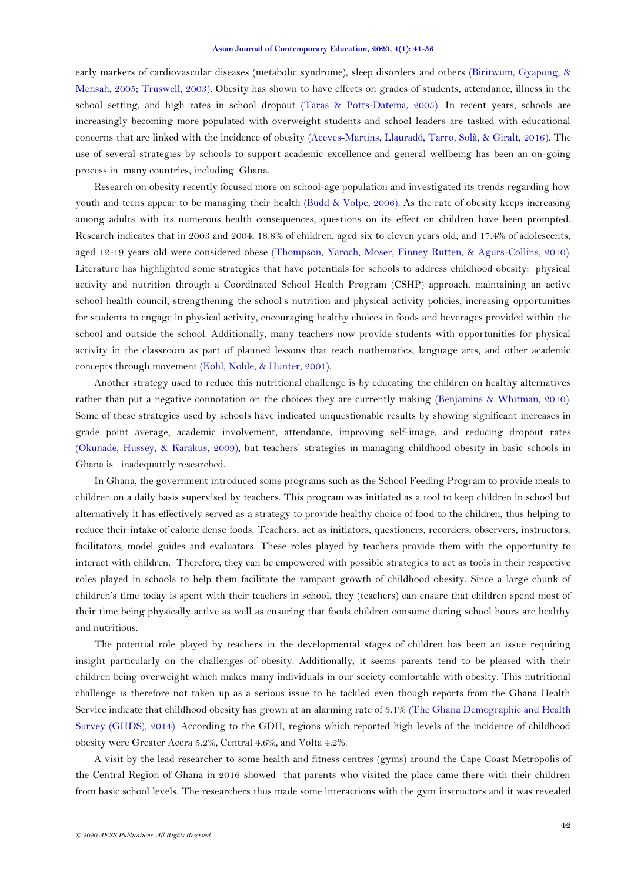early markers of cardiovascular diseases (metabolic syndrome), sleep disorders and others (Biritwum, Gyapong, & Mensah, 2005; Truswell, 2003). Obesity has shown to have effects on grades of students, attendance, illness in the school setting, and high rates in school dropout (Taras & Potts-Datema, 2005). In recent years, schools are increasingly becoming more populated with overweight students and school leaders are tasked with educational concerns that are linked with the incidence of obesity (Aceves-Martins, Llauradó, Tarro, Solà, & Giralt, 2016). The use of several strategies by schools to support academic excellence and general wellbeing has been an on-going process in many countries, including Ghana.

Research on obesity recently focused more on school-age population and investigated its trends regarding how youth and teens appear to be managing their health (Budd & Volpe, 2006). As the rate of obesity keeps increasing among adults with its numerous health consequences, questions on its effect on children have been prompted. Research indicates that in 2003 and 2004, 18.8% of children, aged six to eleven years old, and 17.4% of adolescents, aged 12-19 years old were considered obese (Thompson, Yaroch, Moser, Finney Rutten, & Agurs-Collins, 2010). Literature has highlighted some strategies that have potentials for schools to address childhood obesity: physical activity and nutrition through a Coordinated School Health Program (CSHP) approach, maintaining an active school health council, strengthening the school's nutrition and physical activity policies, increasing opportunities for students to engage in physical activity, encouraging healthy choices in foods and beverages provided within the school and outside the school. Additionally, many teachers now provide students with opportunities for physical activity in the classroom as part of planned lessons that teach mathematics, language arts, and other academic concepts through movement (Kohl, Noble, & Hunter, 2001).

Another strategy used to reduce this nutritional challenge is by educating the children on healthy alternatives rather than put a negative connotation on the choices they are currently making (Benjamins & Whitman, 2010). Some of these strategies used by schools have indicated unquestionable results by showing significant increases in grade point average, academic involvement, attendance, improving self-image, and reducing dropout rates (Okunade, Hussey, & Karakus, 2009), but teachers' strategies in managing childhood obesity in basic schools in Ghana is inadequately researched.

In Ghana, the government introduced some programs such as the School Feeding Program to provide meals to children on a daily basis supervised by teachers. This program was initiated as a tool to keep children in school but alternatively it has effectively served as a strategy to provide healthy choice of food to the children, thus helping to reduce their intake of calorie dense foods. Teachers, act as initiators, questioners, recorders, observers, instructors, facilitators, model guides and evaluators. These roles played by teachers provide them with the opportunity to interact with children. Therefore, they can be empowered with possible strategies to act as tools in their respective roles played in schools to help them facilitate the rampant growth of childhood obesity. Since a large chunk of children's time today is spent with their teachers in school, they (teachers) can ensure that children spend most of their time being physically active as well as ensuring that foods children consume during school hours are healthy and nutritious.

The potential role played by teachers in the developmental stages of children has been an issue requiring insight particularly on the challenges of obesity. Additionally, it seems parents tend to be pleased with their children being overweight which makes many individuals in our society comfortable with obesity. This nutritional challenge is therefore not taken up as a serious issue to be tackled even though reports from the Ghana Health Service indicate that childhood obesity has grown at an alarming rate of 3.1% (The Ghana Demographic and Health Survey (GHDS), 2014). According to the GDH, regions which reported high levels of the incidence of childhood obesity were Greater Accra 5.2%, Central 4.6%, and Volta 4.2%.

A visit by the lead researcher to some health and fitness centres (gyms) around the Cape Coast Metropolis of the Central Region of Ghana in 2016 showed that parents who visited the place came there with their children from basic school levels. The researchers thus made some interactions with the gym instructors and it was revealed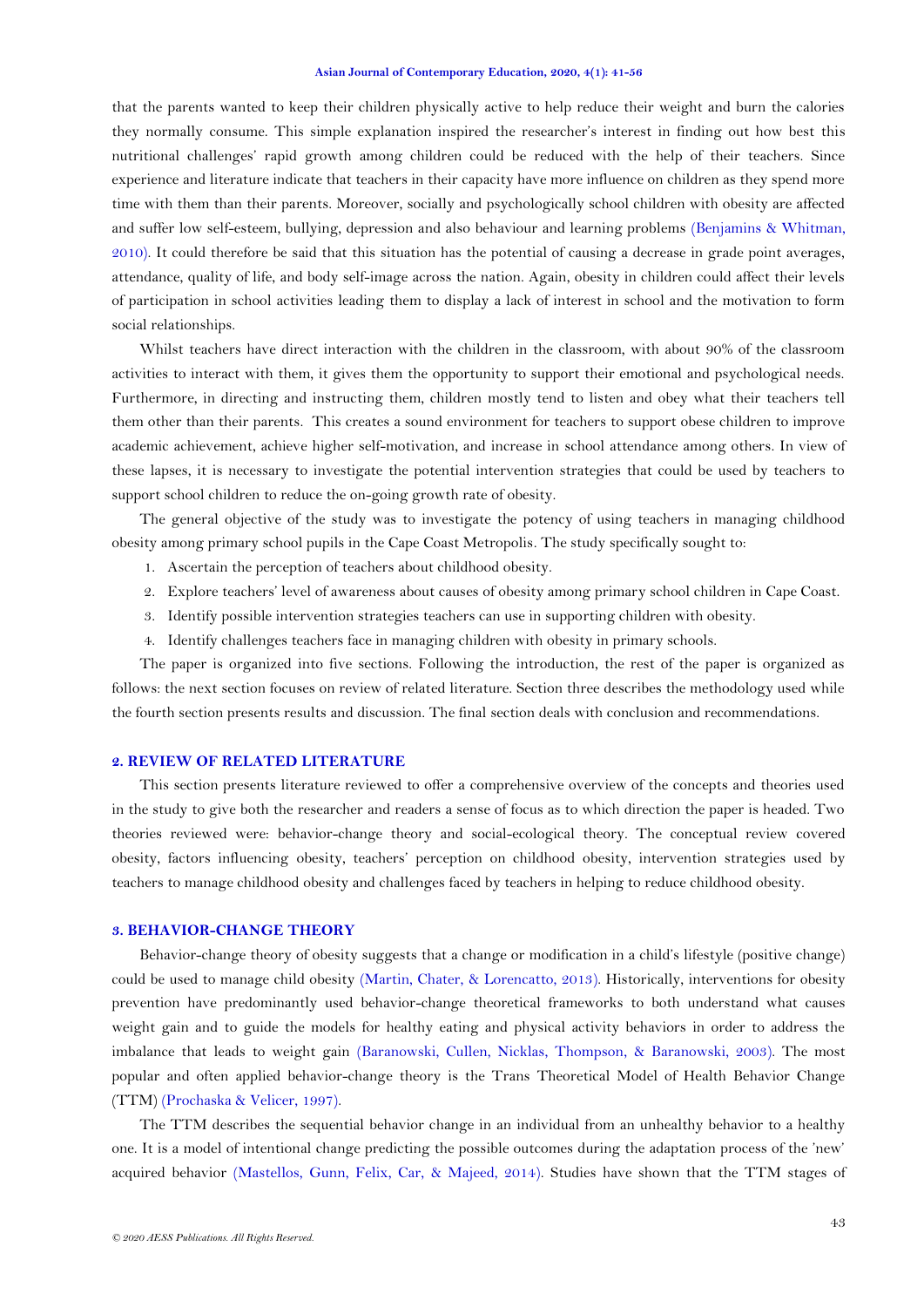that the parents wanted to keep their children physically active to help reduce their weight and burn the calories they normally consume. This simple explanation inspired the researcher's interest in finding out how best this nutritional challenges' rapid growth among children could be reduced with the help of their teachers. Since experience and literature indicate that teachers in their capacity have more influence on children as they spend more time with them than their parents. Moreover, socially and psychologically school children with obesity are affected and suffer low self-esteem, bullying, depression and also behaviour and learning problems (Benjamins & Whitman, 2010). It could therefore be said that this situation has the potential of causing a decrease in grade point averages, attendance, quality of life, and body self-image across the nation. Again, obesity in children could affect their levels of participation in school activities leading them to display a lack of interest in school and the motivation to form social relationships.

Whilst teachers have direct interaction with the children in the classroom, with about 90% of the classroom activities to interact with them, it gives them the opportunity to support their emotional and psychological needs. Furthermore, in directing and instructing them, children mostly tend to listen and obey what their teachers tell them other than their parents. This creates a sound environment for teachers to support obese children to improve academic achievement, achieve higher self-motivation, and increase in school attendance among others. In view of these lapses, it is necessary to investigate the potential intervention strategies that could be used by teachers to support school children to reduce the on-going growth rate of obesity.

The general objective of the study was to investigate the potency of using teachers in managing childhood obesity among primary school pupils in the Cape Coast Metropolis. The study specifically sought to:

1. Ascertain the perception of teachers about childhood obesity.
2. Explore teachers' level of awareness about causes of obesity among primary school children in Cape Coast.
3. Identify possible intervention strategies teachers can use in supporting children with obesity.
4. Identify challenges teachers face in managing children with obesity in primary schools.

The paper is organized into five sections. Following the introduction, the rest of the paper is organized as follows: the next section focuses on review of related literature. Section three describes the methodology used while the fourth section presents results and discussion. The final section deals with conclusion and recommendations.

## 2. REVIEW OF RELATED LITERATURE

This section presents literature reviewed to offer a comprehensive overview of the concepts and theories used in the study to give both the researcher and readers a sense of focus as to which direction the paper is headed. Two theories reviewed were: behavior-change theory and social-ecological theory. The conceptual review covered obesity, factors influencing obesity, teachers' perception on childhood obesity, intervention strategies used by teachers to manage childhood obesity and challenges faced by teachers in helping to reduce childhood obesity.

## 3. BEHAVIOR-CHANGE THEORY

Behavior-change theory of obesity suggests that a change or modification in a child's lifestyle (positive change) could be used to manage child obesity (Martin, Chater, & Lorencatto, 2013). Historically, interventions for obesity prevention have predominantly used behavior-change theoretical frameworks to both understand what causes weight gain and to guide the models for healthy eating and physical activity behaviors in order to address the imbalance that leads to weight gain (Baranowski, Cullen, Nicklas, Thompson, & Baranowski, 2003). The most popular and often applied behavior-change theory is the Trans Theoretical Model of Health Behavior Change (TTM) (Prochaska & Velicer, 1997).

The TTM describes the sequential behavior change in an individual from an unhealthy behavior to a healthy one. It is a model of intentional change predicting the possible outcomes during the adaptation process of the 'new' acquired behavior (Mastellos, Gunn, Felix, Car, & Majeed, 2014). Studies have shown that the TTM stages of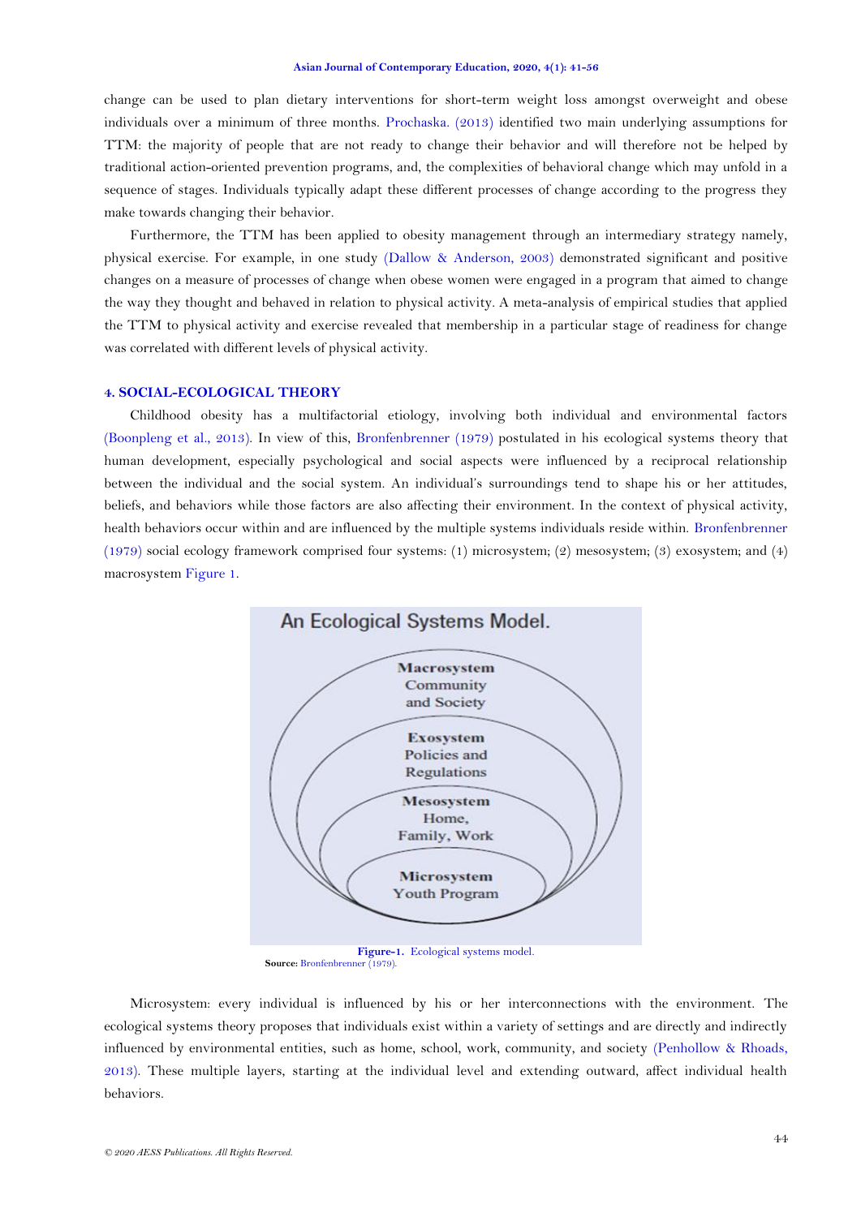change can be used to plan dietary interventions for short-term weight loss amongst overweight and obese individuals over a minimum of three months. Prochaska. (2013) identified two main underlying assumptions for TTM: the majority of people that are not ready to change their behavior and will therefore not be helped by traditional action-oriented prevention programs, and, the complexities of behavioral change which may unfold in a sequence of stages. Individuals typically adapt these different processes of change according to the progress they make towards changing their behavior.

Furthermore, the TTM has been applied to obesity management through an intermediary strategy namely, physical exercise. For example, in one study (Dallow & Anderson, 2003) demonstrated significant and positive changes on a measure of processes of change when obese women were engaged in a program that aimed to change the way they thought and behaved in relation to physical activity. A meta-analysis of empirical studies that applied the TTM to physical activity and exercise revealed that membership in a particular stage of readiness for change was correlated with different levels of physical activity.

## 4. SOCIAL-ECOLOGICAL THEORY

Childhood obesity has a multifactorial etiology, involving both individual and environmental factors (Boonpleng et al., 2013). In view of this, Bronfenbrenner (1979) postulated in his ecological systems theory that human development, especially psychological and social aspects were influenced by a reciprocal relationship between the individual and the social system. An individual's surroundings tend to shape his or her attitudes, beliefs, and behaviors while those factors are also affecting their environment. In the context of physical activity, health behaviors occur within and are influenced by the multiple systems individuals reside within. Bronfenbrenner (1979) social ecology framework comprised four systems: (1) microsystem; (2) mesosystem; (3) exosystem; and (4) macrosystem Figure 1.

An Ecological Systems Model.

Macrosystem Community and Society

Exosystem Policies and Regulations

Mesosystem Home, Family, Work

Microsystem Youth Program

**Figure-1.** Ecological systems model.
**Source:** Bronfenbrenner (1979).

Microsystem: every individual is influenced by his or her interconnections with the environment. The ecological systems theory proposes that individuals exist within a variety of settings and are directly and indirectly influenced by environmental entities, such as home, school, work, community, and society (Penhollow & Rhoads, 2013). These multiple layers, starting at the individual level and extending outward, affect individual health behaviors.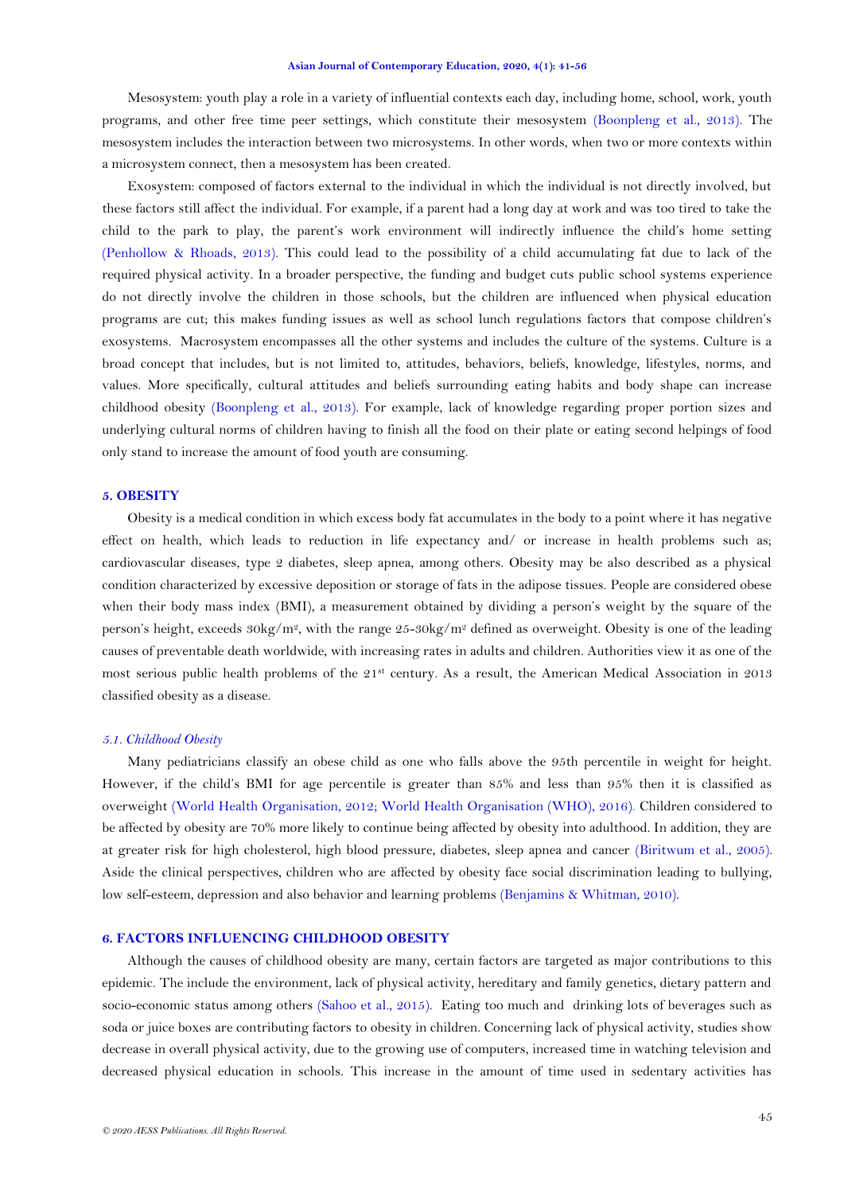Mesosystem: youth play a role in a variety of influential contexts each day, including home, school, work, youth programs, and other free time peer settings, which constitute their mesosystem (Boonpleng et al., 2013). The mesosystem includes the interaction between two microsystems. In other words, when two or more contexts within a microsystem connect, then a mesosystem has been created.

Exosystem: composed of factors external to the individual in which the individual is not directly involved, but these factors still affect the individual. For example, if a parent had a long day at work and was too tired to take the child to the park to play, the parent's work environment will indirectly influence the child's home setting (Penhollow & Rhoads, 2013). This could lead to the possibility of a child accumulating fat due to lack of the required physical activity. In a broader perspective, the funding and budget cuts public school systems experience do not directly involve the children in those schools, but the children are influenced when physical education programs are cut; this makes funding issues as well as school lunch regulations factors that compose children's exosystems. Macrosystem encompasses all the other systems and includes the culture of the systems. Culture is a broad concept that includes, but is not limited to, attitudes, behaviors, beliefs, knowledge, lifestyles, norms, and values. More specifically, cultural attitudes and beliefs surrounding eating habits and body shape can increase childhood obesity (Boonpleng et al., 2013). For example, lack of knowledge regarding proper portion sizes and underlying cultural norms of children having to finish all the food on their plate or eating second helpings of food only stand to increase the amount of food youth are consuming.

## 5. OBESITY

Obesity is a medical condition in which excess body fat accumulates in the body to a point where it has negative effect on health, which leads to reduction in life expectancy and/ or increase in health problems such as; cardiovascular diseases, type 2 diabetes, sleep apnea, among others. Obesity may be also described as a physical condition characterized by excessive deposition or storage of fats in the adipose tissues. People are considered obese when their body mass index (BMI), a measurement obtained by dividing a person's weight by the square of the person's height, exceeds $30kg/m^2$, with the range $25\text{-}30kg/m^2$ defined as overweight. Obesity is one of the leading causes of preventable death worldwide, with increasing rates in adults and children. Authorities view it as one of the most serious public health problems of the 21st century. As a result, the American Medical Association in 2013 classified obesity as a disease.

### *5.1. Childhood Obesity*

Many pediatricians classify an obese child as one who falls above the 95th percentile in weight for height. However, if the child's BMI for age percentile is greater than 85% and less than 95% then it is classified as overweight (World Health Organisation, 2012; World Health Organisation (WHO), 2016). Children considered to be affected by obesity are 70% more likely to continue being affected by obesity into adulthood. In addition, they are at greater risk for high cholesterol, high blood pressure, diabetes, sleep apnea and cancer (Biritwum et al., 2005). Aside the clinical perspectives, children who are affected by obesity face social discrimination leading to bullying, low self-esteem, depression and also behavior and learning problems (Benjamins & Whitman, 2010).

## 6. FACTORS INFLUENCING CHILDHOOD OBESITY

Although the causes of childhood obesity are many, certain factors are targeted as major contributions to this epidemic. The include the environment, lack of physical activity, hereditary and family genetics, dietary pattern and socio-economic status among others (Sahoo et al., 2015). Eating too much and drinking lots of beverages such as soda or juice boxes are contributing factors to obesity in children. Concerning lack of physical activity, studies show decrease in overall physical activity, due to the growing use of computers, increased time in watching television and decreased physical education in schools. This increase in the amount of time used in sedentary activities has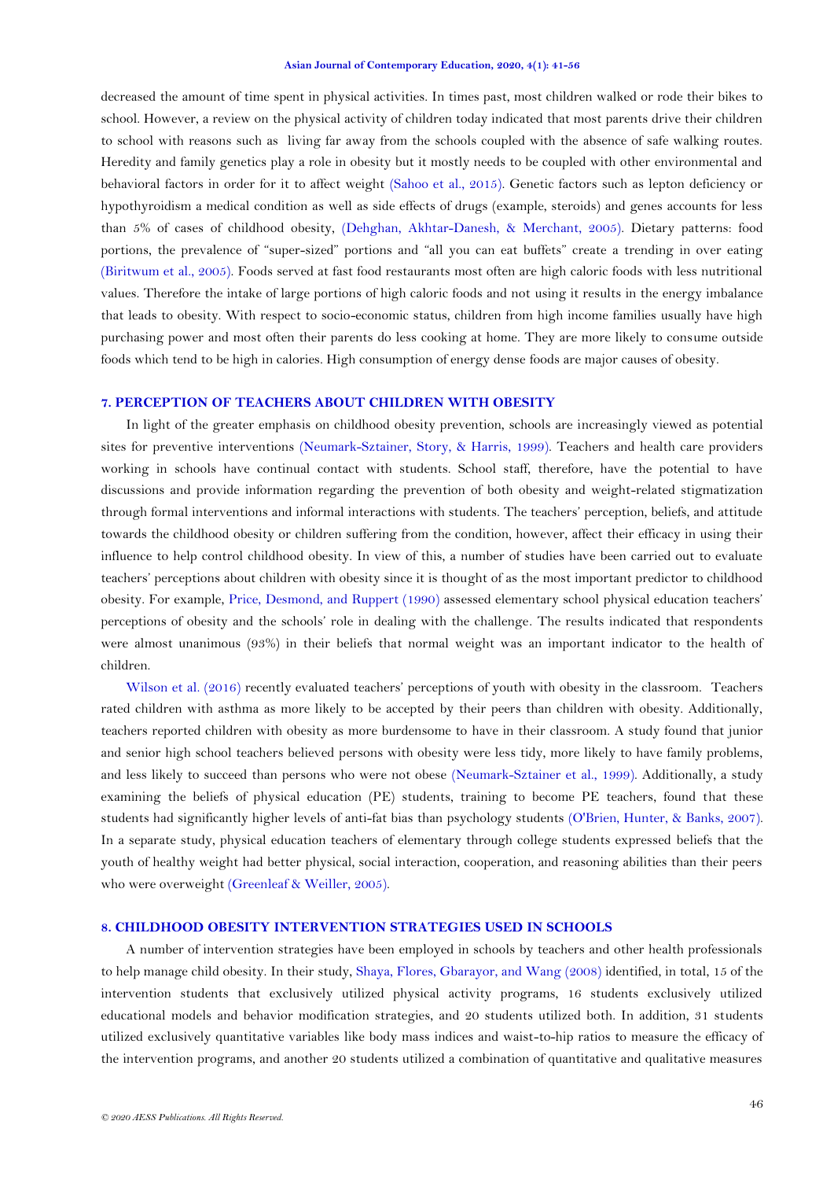decreased the amount of time spent in physical activities. In times past, most children walked or rode their bikes to school. However, a review on the physical activity of children today indicated that most parents drive their children to school with reasons such as living far away from the schools coupled with the absence of safe walking routes. Heredity and family genetics play a role in obesity but it mostly needs to be coupled with other environmental and behavioral factors in order for it to affect weight (Sahoo et al., 2015). Genetic factors such as lepton deficiency or hypothyroidism a medical condition as well as side effects of drugs (example, steroids) and genes accounts for less than 5% of cases of childhood obesity, (Dehghan, Akhtar-Danesh, & Merchant, 2005). Dietary patterns: food portions, the prevalence of "super-sized" portions and "all you can eat buffets" create a trending in over eating (Biritwum et al., 2005). Foods served at fast food restaurants most often are high caloric foods with less nutritional values. Therefore the intake of large portions of high caloric foods and not using it results in the energy imbalance that leads to obesity. With respect to socio-economic status, children from high income families usually have high purchasing power and most often their parents do less cooking at home. They are more likely to consume outside foods which tend to be high in calories. High consumption of energy dense foods are major causes of obesity.

## 7. PERCEPTION OF TEACHERS ABOUT CHILDREN WITH OBESITY

In light of the greater emphasis on childhood obesity prevention, schools are increasingly viewed as potential sites for preventive interventions (Neumark-Sztainer, Story, & Harris, 1999). Teachers and health care providers working in schools have continual contact with students. School staff, therefore, have the potential to have discussions and provide information regarding the prevention of both obesity and weight-related stigmatization through formal interventions and informal interactions with students. The teachers' perception, beliefs, and attitude towards the childhood obesity or children suffering from the condition, however, affect their efficacy in using their influence to help control childhood obesity. In view of this, a number of studies have been carried out to evaluate teachers' perceptions about children with obesity since it is thought of as the most important predictor to childhood obesity. For example, Price, Desmond, and Ruppert (1990) assessed elementary school physical education teachers' perceptions of obesity and the schools' role in dealing with the challenge. The results indicated that respondents were almost unanimous (93%) in their beliefs that normal weight was an important indicator to the health of children.

Wilson et al. (2016) recently evaluated teachers' perceptions of youth with obesity in the classroom. Teachers rated children with asthma as more likely to be accepted by their peers than children with obesity. Additionally, teachers reported children with obesity as more burdensome to have in their classroom. A study found that junior and senior high school teachers believed persons with obesity were less tidy, more likely to have family problems, and less likely to succeed than persons who were not obese (Neumark-Sztainer et al., 1999). Additionally, a study examining the beliefs of physical education (PE) students, training to become PE teachers, found that these students had significantly higher levels of anti-fat bias than psychology students (O'Brien, Hunter, & Banks, 2007). In a separate study, physical education teachers of elementary through college students expressed beliefs that the youth of healthy weight had better physical, social interaction, cooperation, and reasoning abilities than their peers who were overweight (Greenleaf & Weiller, 2005).

## 8. CHILDHOOD OBESITY INTERVENTION STRATEGIES USED IN SCHOOLS

A number of intervention strategies have been employed in schools by teachers and other health professionals to help manage child obesity. In their study, Shaya, Flores, Gbarayor, and Wang (2008) identified, in total, 15 of the intervention students that exclusively utilized physical activity programs, 16 students exclusively utilized educational models and behavior modification strategies, and 20 students utilized both. In addition, 31 students utilized exclusively quantitative variables like body mass indices and waist-to-hip ratios to measure the efficacy of the intervention programs, and another 20 students utilized a combination of quantitative and qualitative measures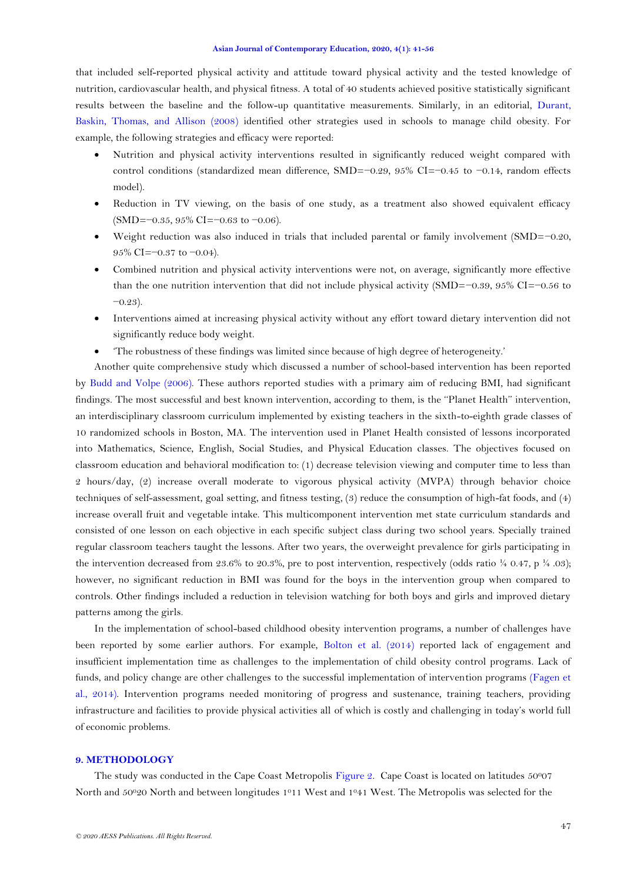that included self-reported physical activity and attitude toward physical activity and the tested knowledge of nutrition, cardiovascular health, and physical fitness. A total of 40 students achieved positive statistically significant results between the baseline and the follow-up quantitative measurements. Similarly, in an editorial, Durant, Baskin, Thomas, and Allison (2008) identified other strategies used in schools to manage child obesity. For example, the following strategies and efficacy were reported:

- Nutrition and physical activity interventions resulted in significantly reduced weight compared with control conditions (standardized mean difference, SMD=−0.29, 95% CI=−0.45 to −0.14, random effects model).
- Reduction in TV viewing, on the basis of one study, as a treatment also showed equivalent efficacy (SMD=−0.35, 95% CI=−0.63 to −0.06).
- Weight reduction was also induced in trials that included parental or family involvement (SMD=−0.20, 95% CI=−0.37 to −0.04).
- Combined nutrition and physical activity interventions were not, on average, significantly more effective than the one nutrition intervention that did not include physical activity (SMD=−0.39, 95% CI=−0.56 to −0.23).
- Interventions aimed at increasing physical activity without any effort toward dietary intervention did not significantly reduce body weight.
- 'The robustness of these findings was limited since because of high degree of heterogeneity.'

Another quite comprehensive study which discussed a number of school-based intervention has been reported by Budd and Volpe (2006). These authors reported studies with a primary aim of reducing BMI, had significant findings. The most successful and best known intervention, according to them, is the "Planet Health" intervention, an interdisciplinary classroom curriculum implemented by existing teachers in the sixth-to-eighth grade classes of 10 randomized schools in Boston, MA. The intervention used in Planet Health consisted of lessons incorporated into Mathematics, Science, English, Social Studies, and Physical Education classes. The objectives focused on classroom education and behavioral modification to: (1) decrease television viewing and computer time to less than 2 hours/day, (2) increase overall moderate to vigorous physical activity (MVPA) through behavior choice techniques of self-assessment, goal setting, and fitness testing, (3) reduce the consumption of high-fat foods, and (4) increase overall fruit and vegetable intake. This multicomponent intervention met state curriculum standards and consisted of one lesson on each objective in each specific subject class during two school years. Specially trained regular classroom teachers taught the lessons. After two years, the overweight prevalence for girls participating in the intervention decreased from 23.6% to 20.3%, pre to post intervention, respectively (odds ratio ¼ 0.47, p ¼ .03); however, no significant reduction in BMI was found for the boys in the intervention group when compared to controls. Other findings included a reduction in television watching for both boys and girls and improved dietary patterns among the girls.

In the implementation of school-based childhood obesity intervention programs, a number of challenges have been reported by some earlier authors. For example, Bolton et al. (2014) reported lack of engagement and insufficient implementation time as challenges to the implementation of child obesity control programs. Lack of funds, and policy change are other challenges to the successful implementation of intervention programs (Fagen et al., 2014). Intervention programs needed monitoring of progress and sustenance, training teachers, providing infrastructure and facilities to provide physical activities all of which is costly and challenging in today's world full of economic problems.

## 9. METHODOLOGY

The study was conducted in the Cape Coast Metropolis Figure 2. Cape Coast is located on latitudes 50⁰07 North and 50⁰20 North and between longitudes 1⁰11 West and 1⁰41 West. The Metropolis was selected for the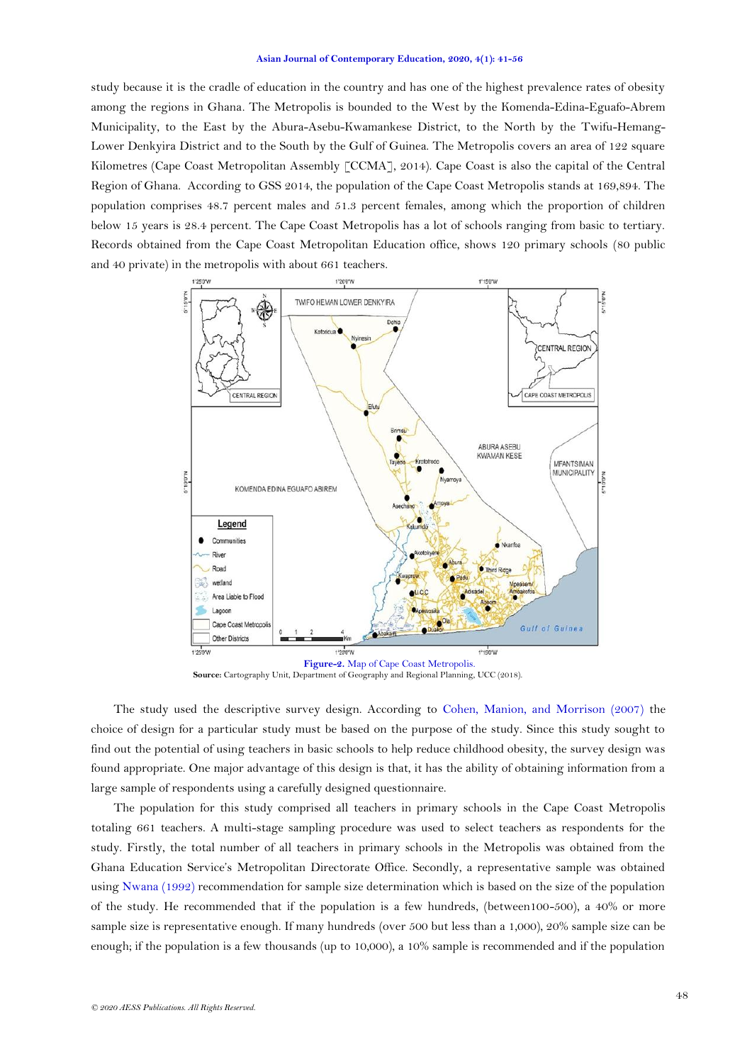study because it is the cradle of education in the country and has one of the highest prevalence rates of obesity among the regions in Ghana. The Metropolis is bounded to the West by the Komenda-Edina-Eguafo-Abrem Municipality, to the East by the Abura-Asebu-Kwamankese District, to the North by the Twifu-Hemang-Lower Denkyira District and to the South by the Gulf of Guinea. The Metropolis covers an area of 122 square Kilometres (Cape Coast Metropolitan Assembly [CCMA], 2014). Cape Coast is also the capital of the Central Region of Ghana. According to GSS 2014, the population of the Cape Coast Metropolis stands at 169,894. The population comprises 48.7 percent males and 51.3 percent females, among which the proportion of children below 15 years is 28.4 percent. The Cape Coast Metropolis has a lot of schools ranging from basic to tertiary. Records obtained from the Cape Coast Metropolitan Education office, shows 120 primary schools (80 public and 40 private) in the metropolis with about 661 teachers.

**Figure-2.** Map of Cape Coast Metropolis.
**Source:** Cartography Unit, Department of Geography and Regional Planning, UCC (2018).

The study used the descriptive survey design. According to Cohen, Manion, and Morrison (2007) the choice of design for a particular study must be based on the purpose of the study. Since this study sought to find out the potential of using teachers in basic schools to help reduce childhood obesity, the survey design was found appropriate. One major advantage of this design is that, it has the ability of obtaining information from a large sample of respondents using a carefully designed questionnaire.

The population for this study comprised all teachers in primary schools in the Cape Coast Metropolis totaling 661 teachers. A multi-stage sampling procedure was used to select teachers as respondents for the study. Firstly, the total number of all teachers in primary schools in the Metropolis was obtained from the Ghana Education Service's Metropolitan Directorate Office. Secondly, a representative sample was obtained using Nwana (1992) recommendation for sample size determination which is based on the size of the population of the study. He recommended that if the population is a few hundreds, (between100-500), a 40% or more sample size is representative enough. If many hundreds (over 500 but less than a 1,000), 20% sample size can be enough; if the population is a few thousands (up to 10,000), a 10% sample is recommended and if the population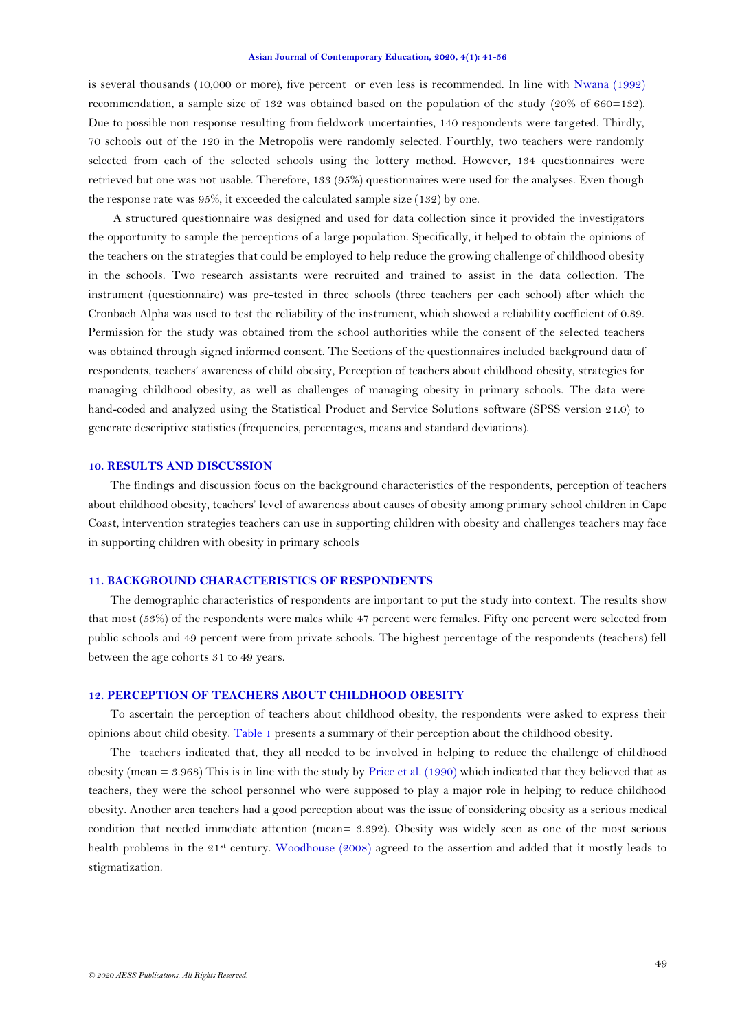is several thousands (10,000 or more), five percent or even less is recommended. In line with Nwana (1992) recommendation, a sample size of 132 was obtained based on the population of the study (20% of 660=132). Due to possible non response resulting from fieldwork uncertainties, 140 respondents were targeted. Thirdly, 70 schools out of the 120 in the Metropolis were randomly selected. Fourthly, two teachers were randomly selected from each of the selected schools using the lottery method. However, 134 questionnaires were retrieved but one was not usable. Therefore, 133 (95%) questionnaires were used for the analyses. Even though the response rate was 95%, it exceeded the calculated sample size (132) by one.

A structured questionnaire was designed and used for data collection since it provided the investigators the opportunity to sample the perceptions of a large population. Specifically, it helped to obtain the opinions of the teachers on the strategies that could be employed to help reduce the growing challenge of childhood obesity in the schools. Two research assistants were recruited and trained to assist in the data collection. The instrument (questionnaire) was pre-tested in three schools (three teachers per each school) after which the Cronbach Alpha was used to test the reliability of the instrument, which showed a reliability coefficient of 0.89. Permission for the study was obtained from the school authorities while the consent of the selected teachers was obtained through signed informed consent. The Sections of the questionnaires included background data of respondents, teachers' awareness of child obesity, Perception of teachers about childhood obesity, strategies for managing childhood obesity, as well as challenges of managing obesity in primary schools. The data were hand-coded and analyzed using the Statistical Product and Service Solutions software (SPSS version 21.0) to generate descriptive statistics (frequencies, percentages, means and standard deviations).

## 10. RESULTS AND DISCUSSION

The findings and discussion focus on the background characteristics of the respondents, perception of teachers about childhood obesity, teachers' level of awareness about causes of obesity among primary school children in Cape Coast, intervention strategies teachers can use in supporting children with obesity and challenges teachers may face in supporting children with obesity in primary schools

## 11. BACKGROUND CHARACTERISTICS OF RESPONDENTS

The demographic characteristics of respondents are important to put the study into context. The results show that most (53%) of the respondents were males while 47 percent were females. Fifty one percent were selected from public schools and 49 percent were from private schools. The highest percentage of the respondents (teachers) fell between the age cohorts 31 to 49 years.

## 12. PERCEPTION OF TEACHERS ABOUT CHILDHOOD OBESITY

To ascertain the perception of teachers about childhood obesity, the respondents were asked to express their opinions about child obesity. Table 1 presents a summary of their perception about the childhood obesity.

The teachers indicated that, they all needed to be involved in helping to reduce the challenge of childhood obesity (mean = 3.968) This is in line with the study by Price et al. (1990) which indicated that they believed that as teachers, they were the school personnel who were supposed to play a major role in helping to reduce childhood obesity. Another area teachers had a good perception about was the issue of considering obesity as a serious medical condition that needed immediate attention (mean= 3.392). Obesity was widely seen as one of the most serious health problems in the 21st century. Woodhouse (2008) agreed to the assertion and added that it mostly leads to stigmatization.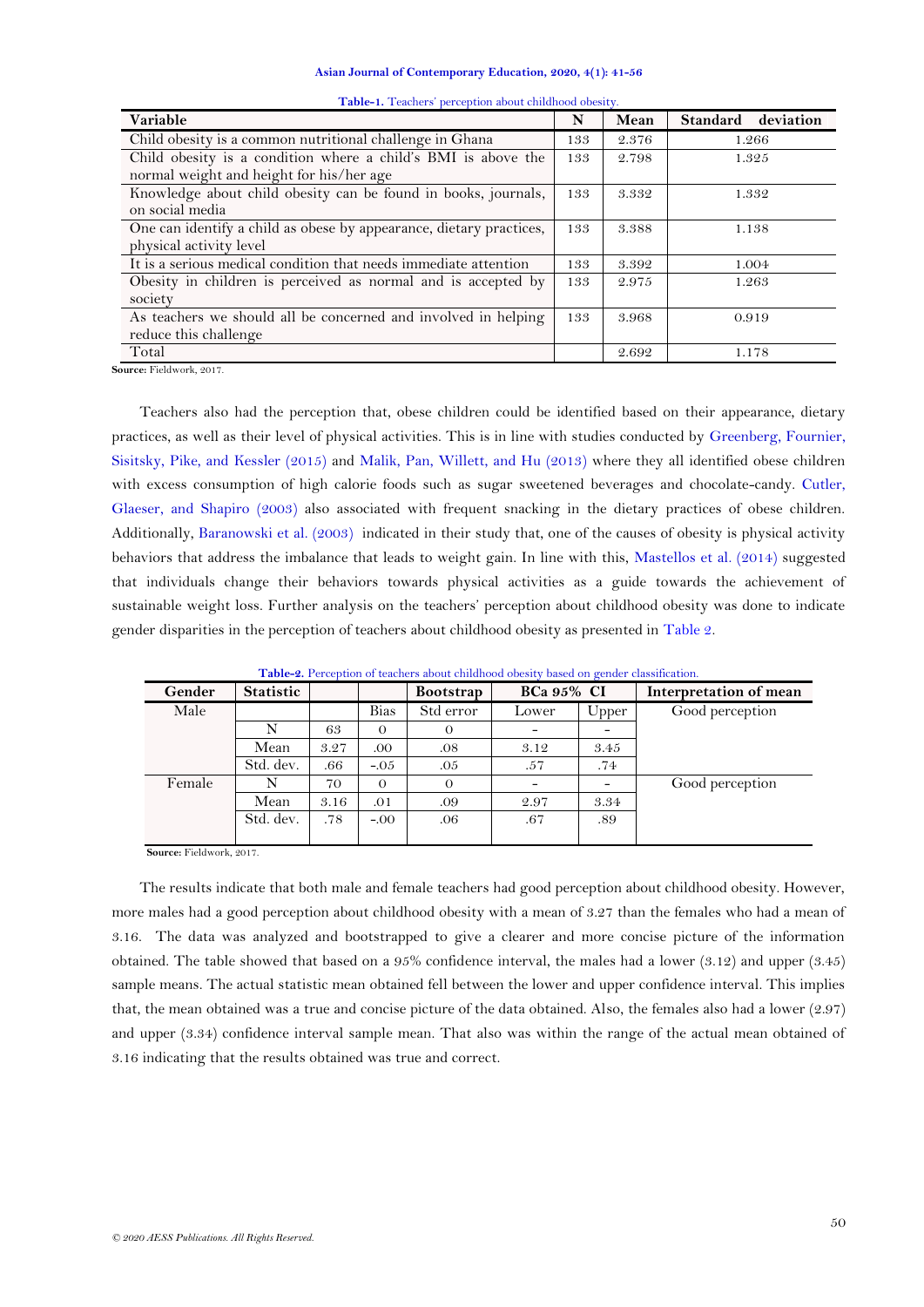**Table-1.** Teachers' perception about childhood obesity.

| Variable | N | Mean | Standard deviation |
|---|---|---|---|
| Child obesity is a common nutritional challenge in Ghana | 133 | 2.376 | 1.266 |
| Child obesity is a condition where a child's BMI is above the normal weight and height for his/her age | 133 | 2.798 | 1.325 |
| Knowledge about child obesity can be found in books, journals, on social media | 133 | 3.332 | 1.332 |
| One can identify a child as obese by appearance, dietary practices, physical activity level | 133 | 3.388 | 1.138 |
| It is a serious medical condition that needs immediate attention | 133 | 3.392 | 1.004 |
| Obesity in children is perceived as normal and is accepted by society | 133 | 2.975 | 1.263 |
| As teachers we should all be concerned and involved in helping reduce this challenge | 133 | 3.968 | 0.919 |
| Total | | 2.692 | 1.178 |

**Source:** Fieldwork, 2017.

Teachers also had the perception that, obese children could be identified based on their appearance, dietary practices, as well as their level of physical activities. This is in line with studies conducted by Greenberg, Fournier, Sisitsky, Pike, and Kessler (2015) and Malik, Pan, Willett, and Hu (2013) where they all identified obese children with excess consumption of high calorie foods such as sugar sweetened beverages and chocolate-candy. Cutler, Glaeser, and Shapiro (2003) also associated with frequent snacking in the dietary practices of obese children. Additionally, Baranowski et al. (2003) indicated in their study that, one of the causes of obesity is physical activity behaviors that address the imbalance that leads to weight gain. In line with this, Mastellos et al. (2014) suggested that individuals change their behaviors towards physical activities as a guide towards the achievement of sustainable weight loss. Further analysis on the teachers' perception about childhood obesity was done to indicate gender disparities in the perception of teachers about childhood obesity as presented in Table 2.

**Table-2.** Perception of teachers about childhood obesity based on gender classification.

| Gender | Statistic | | Bootstrap | | BCa 95% CI | | Interpretation of mean |
|---|---|---|---|---|---|---|---|
| | | | Bias | Std error | Lower | Upper | |
| Male | N | 63 | 0 | 0 | - | - | Good perception |
| | Mean | 3.27 | .00 | .08 | 3.12 | 3.45 | |
| | Std. dev. | .66 | -.05 | .05 | .57 | .74 | |
| Female | N | 70 | 0 | 0 | - | - | Good perception |
| | Mean | 3.16 | .01 | .09 | 2.97 | 3.34 | |
| | Std. dev. | .78 | -.00 | .06 | .67 | .89 | |

**Source:** Fieldwork, 2017.

The results indicate that both male and female teachers had good perception about childhood obesity. However, more males had a good perception about childhood obesity with a mean of 3.27 than the females who had a mean of 3.16. The data was analyzed and bootstrapped to give a clearer and more concise picture of the information obtained. The table showed that based on a 95% confidence interval, the males had a lower (3.12) and upper (3.45) sample means. The actual statistic mean obtained fell between the lower and upper confidence interval. This implies that, the mean obtained was a true and concise picture of the data obtained. Also, the females also had a lower (2.97) and upper (3.34) confidence interval sample mean. That also was within the range of the actual mean obtained of 3.16 indicating that the results obtained was true and correct.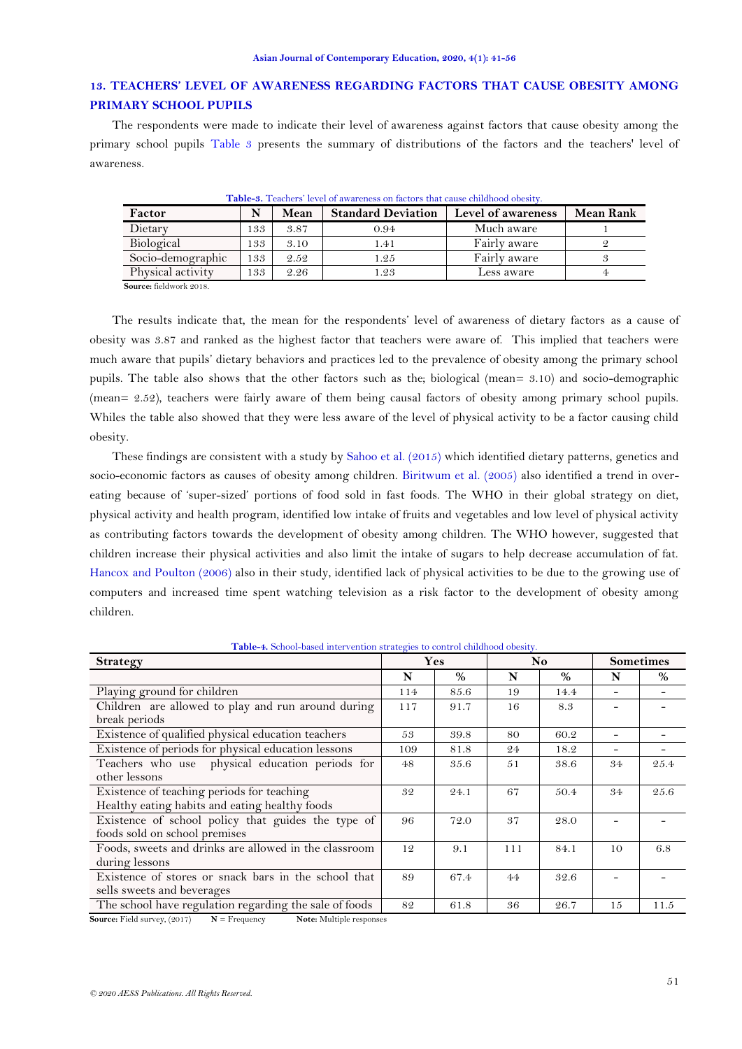## 13. TEACHERS' LEVEL OF AWARENESS REGARDING FACTORS THAT CAUSE OBESITY AMONG PRIMARY SCHOOL PUPILS

The respondents were made to indicate their level of awareness against factors that cause obesity among the primary school pupils Table 3 presents the summary of distributions of the factors and the teachers' level of awareness.

**Table-3.** Teachers' level of awareness on factors that cause childhood obesity.

| Factor | N | Mean | Standard Deviation | Level of awareness | Mean Rank |
|---|---|---|---|---|---|
| Dietary | 133 | 3.87 | 0.94 | Much aware | 1 |
| Biological | 133 | 3.10 | 1.41 | Fairly aware | 2 |
| Socio-demographic | 133 | 2.52 | 1.25 | Fairly aware | 3 |
| Physical activity | 133 | 2.26 | 1.23 | Less aware | 4 |

**Source:** fieldwork 2018.

The results indicate that, the mean for the respondents' level of awareness of dietary factors as a cause of obesity was 3.87 and ranked as the highest factor that teachers were aware of. This implied that teachers were much aware that pupils' dietary behaviors and practices led to the prevalence of obesity among the primary school pupils. The table also shows that the other factors such as the; biological (mean= 3.10) and socio-demographic (mean= 2.52), teachers were fairly aware of them being causal factors of obesity among primary school pupils. Whiles the table also showed that they were less aware of the level of physical activity to be a factor causing child obesity.

These findings are consistent with a study by Sahoo et al. (2015) which identified dietary patterns, genetics and socio-economic factors as causes of obesity among children. Biritwum et al. (2005) also identified a trend in over-eating because of 'super-sized' portions of food sold in fast foods. The WHO in their global strategy on diet, physical activity and health program, identified low intake of fruits and vegetables and low level of physical activity as contributing factors towards the development of obesity among children. The WHO however, suggested that children increase their physical activities and also limit the intake of sugars to help decrease accumulation of fat. Hancox and Poulton (2006) also in their study, identified lack of physical activities to be due to the growing use of computers and increased time spent watching television as a risk factor to the development of obesity among children.

**Table-4.** School-based intervention strategies to control childhood obesity.

| Strategy | Yes | | No | | Sometimes | |
|---|---|---|---|---|---|---|
| | N | % | N | % | N | % |
| Playing ground for children | 114 | 85.6 | 19 | 14.4 | - | - |
| Children are allowed to play and run around during break periods | 117 | 91.7 | 16 | 8.3 | - | - |
| Existence of qualified physical education teachers | 53 | 39.8 | 80 | 60.2 | - | - |
| Existence of periods for physical education lessons | 109 | 81.8 | 24 | 18.2 | - | - |
| Teachers who use physical education periods for other lessons | 48 | 35.6 | 51 | 38.6 | 34 | 25.4 |
| Existence of teaching periods for teaching Healthy eating habits and eating healthy foods | 32 | 24.1 | 67 | 50.4 | 34 | 25.6 |
| Existence of school policy that guides the type of foods sold on school premises | 96 | 72.0 | 37 | 28.0 | - | - |
| Foods, sweets and drinks are allowed in the classroom during lessons | 12 | 9.1 | 111 | 84.1 | 10 | 6.8 |
| Existence of stores or snack bars in the school that sells sweets and beverages | 89 | 67.4 | 44 | 32.6 | - | - |
| The school have regulation regarding the sale of foods | 82 | 61.8 | 36 | 26.7 | 15 | 11.5 |

**Source:** Field survey, (2017) **N** = Frequency **Note:** Multiple responses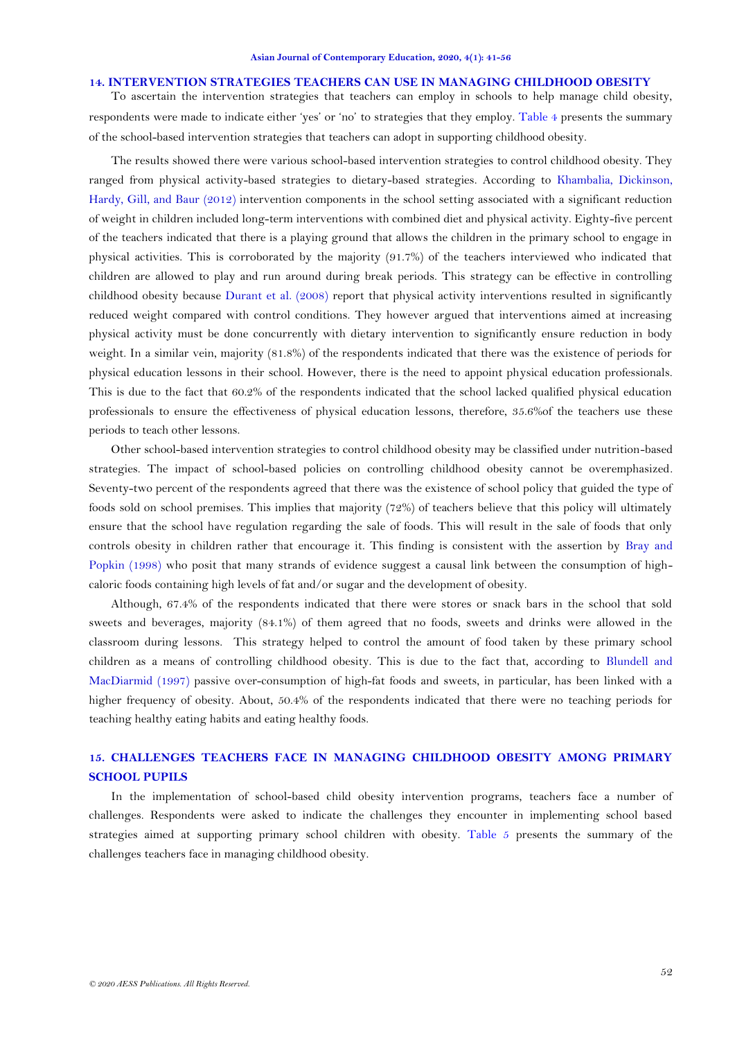## 14. INTERVENTION STRATEGIES TEACHERS CAN USE IN MANAGING CHILDHOOD OBESITY

To ascertain the intervention strategies that teachers can employ in schools to help manage child obesity, respondents were made to indicate either 'yes' or 'no' to strategies that they employ. Table 4 presents the summary of the school-based intervention strategies that teachers can adopt in supporting childhood obesity.

The results showed there were various school-based intervention strategies to control childhood obesity. They ranged from physical activity-based strategies to dietary-based strategies. According to Khambalia, Dickinson, Hardy, Gill, and Baur (2012) intervention components in the school setting associated with a significant reduction of weight in children included long-term interventions with combined diet and physical activity. Eighty-five percent of the teachers indicated that there is a playing ground that allows the children in the primary school to engage in physical activities. This is corroborated by the majority (91.7%) of the teachers interviewed who indicated that children are allowed to play and run around during break periods. This strategy can be effective in controlling childhood obesity because Durant et al. (2008) report that physical activity interventions resulted in significantly reduced weight compared with control conditions. They however argued that interventions aimed at increasing physical activity must be done concurrently with dietary intervention to significantly ensure reduction in body weight. In a similar vein, majority (81.8%) of the respondents indicated that there was the existence of periods for physical education lessons in their school. However, there is the need to appoint physical education professionals. This is due to the fact that 60.2% of the respondents indicated that the school lacked qualified physical education professionals to ensure the effectiveness of physical education lessons, therefore, 35.6%of the teachers use these periods to teach other lessons.

Other school-based intervention strategies to control childhood obesity may be classified under nutrition-based strategies. The impact of school-based policies on controlling childhood obesity cannot be overemphasized. Seventy-two percent of the respondents agreed that there was the existence of school policy that guided the type of foods sold on school premises. This implies that majority (72%) of teachers believe that this policy will ultimately ensure that the school have regulation regarding the sale of foods. This will result in the sale of foods that only controls obesity in children rather that encourage it. This finding is consistent with the assertion by Bray and Popkin (1998) who posit that many strands of evidence suggest a causal link between the consumption of high-caloric foods containing high levels of fat and/or sugar and the development of obesity.

Although, 67.4% of the respondents indicated that there were stores or snack bars in the school that sold sweets and beverages, majority (84.1%) of them agreed that no foods, sweets and drinks were allowed in the classroom during lessons. This strategy helped to control the amount of food taken by these primary school children as a means of controlling childhood obesity. This is due to the fact that, according to Blundell and MacDiarmid (1997) passive over-consumption of high-fat foods and sweets, in particular, has been linked with a higher frequency of obesity. About, 50.4% of the respondents indicated that there were no teaching periods for teaching healthy eating habits and eating healthy foods.

## 15. CHALLENGES TEACHERS FACE IN MANAGING CHILDHOOD OBESITY AMONG PRIMARY SCHOOL PUPILS

In the implementation of school-based child obesity intervention programs, teachers face a number of challenges. Respondents were asked to indicate the challenges they encounter in implementing school based strategies aimed at supporting primary school children with obesity. Table 5 presents the summary of the challenges teachers face in managing childhood obesity.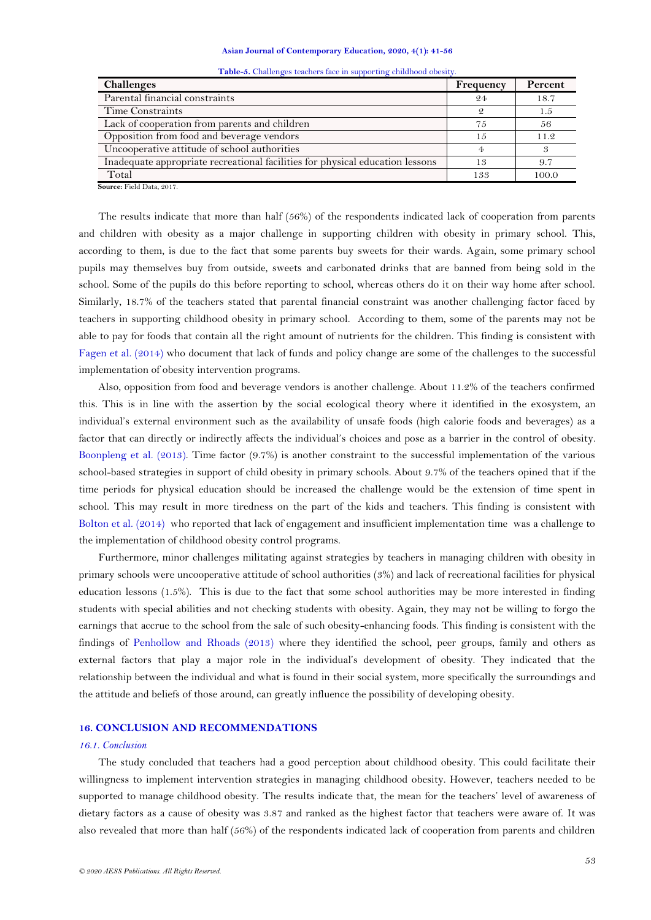**Table-5.** Challenges teachers face in supporting childhood obesity.

| Challenges | Frequency | Percent |
|---|---|---|
| Parental financial constraints | 24 | 18.7 |
| Time Constraints | 2 | 1.5 |
| Lack of cooperation from parents and children | 75 | 56 |
| Opposition from food and beverage vendors | 15 | 11.2 |
| Uncooperative attitude of school authorities | 4 | 3 |
| Inadequate appropriate recreational facilities for physical education lessons | 13 | 9.7 |
| Total | 133 | 100.0 |

**Source:** Field Data, 2017.

The results indicate that more than half (56%) of the respondents indicated lack of cooperation from parents and children with obesity as a major challenge in supporting children with obesity in primary school. This, according to them, is due to the fact that some parents buy sweets for their wards. Again, some primary school pupils may themselves buy from outside, sweets and carbonated drinks that are banned from being sold in the school. Some of the pupils do this before reporting to school, whereas others do it on their way home after school. Similarly, 18.7% of the teachers stated that parental financial constraint was another challenging factor faced by teachers in supporting childhood obesity in primary school. According to them, some of the parents may not be able to pay for foods that contain all the right amount of nutrients for the children. This finding is consistent with Fagen et al. (2014) who document that lack of funds and policy change are some of the challenges to the successful implementation of obesity intervention programs.

Also, opposition from food and beverage vendors is another challenge. About 11.2% of the teachers confirmed this. This is in line with the assertion by the social ecological theory where it identified in the exosystem, an individual's external environment such as the availability of unsafe foods (high calorie foods and beverages) as a factor that can directly or indirectly affects the individual's choices and pose as a barrier in the control of obesity. Boonpleng et al. (2013). Time factor (9.7%) is another constraint to the successful implementation of the various school-based strategies in support of child obesity in primary schools. About 9.7% of the teachers opined that if the time periods for physical education should be increased the challenge would be the extension of time spent in school. This may result in more tiredness on the part of the kids and teachers. This finding is consistent with Bolton et al. (2014) who reported that lack of engagement and insufficient implementation time was a challenge to the implementation of childhood obesity control programs.

Furthermore, minor challenges militating against strategies by teachers in managing children with obesity in primary schools were uncooperative attitude of school authorities (3%) and lack of recreational facilities for physical education lessons (1.5%). This is due to the fact that some school authorities may be more interested in finding students with special abilities and not checking students with obesity. Again, they may not be willing to forgo the earnings that accrue to the school from the sale of such obesity-enhancing foods. This finding is consistent with the findings of Penhollow and Rhoads (2013) where they identified the school, peer groups, family and others as external factors that play a major role in the individual's development of obesity. They indicated that the relationship between the individual and what is found in their social system, more specifically the surroundings and the attitude and beliefs of those around, can greatly influence the possibility of developing obesity.

## 16. CONCLUSION AND RECOMMENDATIONS

### *16.1. Conclusion*

The study concluded that teachers had a good perception about childhood obesity. This could facilitate their willingness to implement intervention strategies in managing childhood obesity. However, teachers needed to be supported to manage childhood obesity. The results indicate that, the mean for the teachers' level of awareness of dietary factors as a cause of obesity was 3.87 and ranked as the highest factor that teachers were aware of. It was also revealed that more than half (56%) of the respondents indicated lack of cooperation from parents and children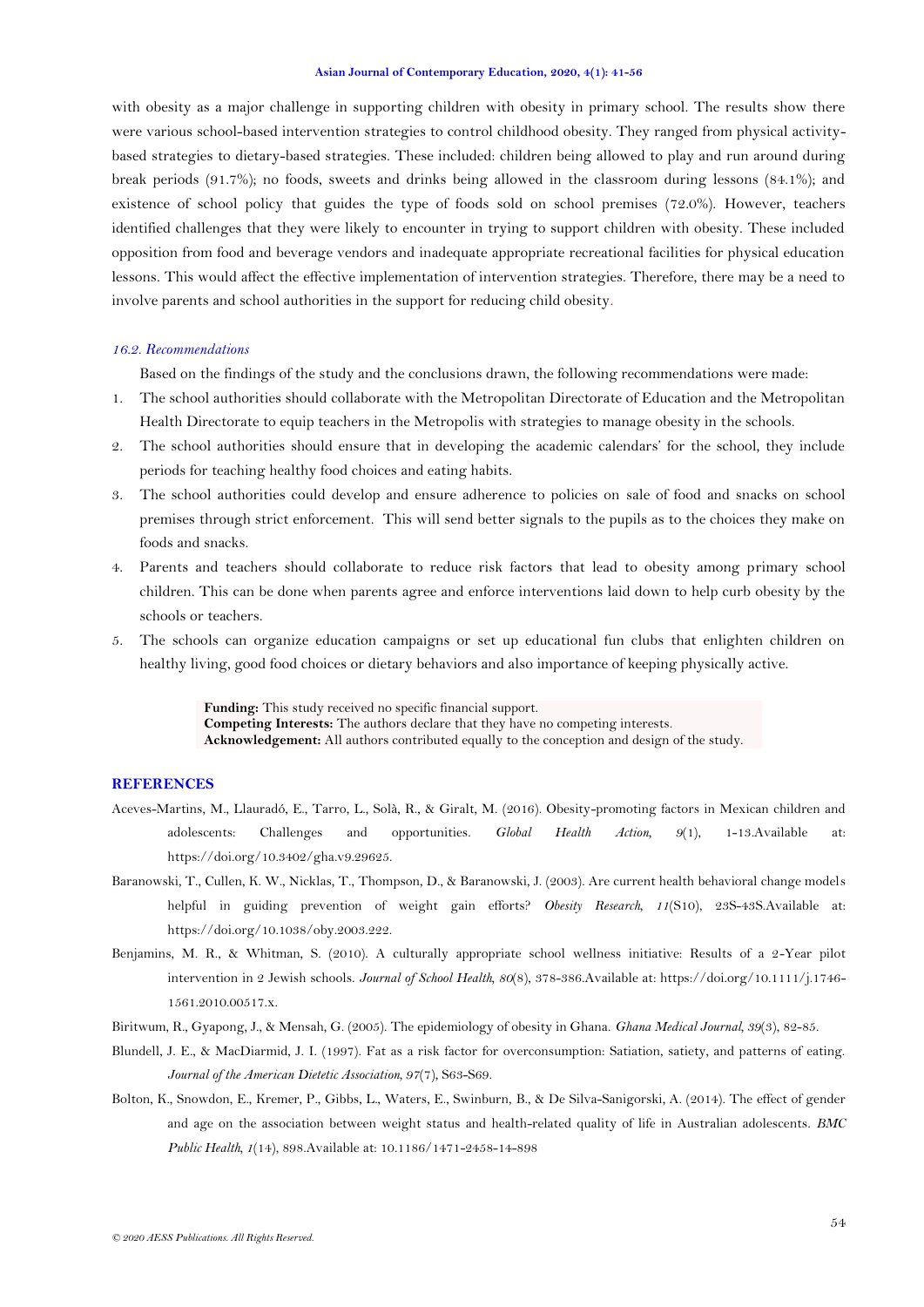with obesity as a major challenge in supporting children with obesity in primary school. The results show there were various school-based intervention strategies to control childhood obesity. They ranged from physical activity-based strategies to dietary-based strategies. These included: children being allowed to play and run around during break periods (91.7%); no foods, sweets and drinks being allowed in the classroom during lessons (84.1%); and existence of school policy that guides the type of foods sold on school premises (72.0%). However, teachers identified challenges that they were likely to encounter in trying to support children with obesity. These included opposition from food and beverage vendors and inadequate appropriate recreational facilities for physical education lessons. This would affect the effective implementation of intervention strategies. Therefore, there may be a need to involve parents and school authorities in the support for reducing child obesity.

### 16.2. Recommendations

Based on the findings of the study and the conclusions drawn, the following recommendations were made:

1. The school authorities should collaborate with the Metropolitan Directorate of Education and the Metropolitan Health Directorate to equip teachers in the Metropolis with strategies to manage obesity in the schools.
2. The school authorities should ensure that in developing the academic calendars' for the school, they include periods for teaching healthy food choices and eating habits.
3. The school authorities could develop and ensure adherence to policies on sale of food and snacks on school premises through strict enforcement. This will send better signals to the pupils as to the choices they make on foods and snacks.
4. Parents and teachers should collaborate to reduce risk factors that lead to obesity among primary school children. This can be done when parents agree and enforce interventions laid down to help curb obesity by the schools or teachers.
5. The schools can organize education campaigns or set up educational fun clubs that enlighten children on healthy living, good food choices or dietary behaviors and also importance of keeping physically active.

**Funding:** This study received no specific financial support.
**Competing Interests:** The authors declare that they have no competing interests.
**Acknowledgement:** All authors contributed equally to the conception and design of the study.

## REFERENCES

Aceves-Martins, M., Llauradó, E., Tarro, L., Solà, R., & Giralt, M. (2016). Obesity-promoting factors in Mexican children and adolescents: Challenges and opportunities. *Global Health Action, 9*(1), 1-13.Available at: https://doi.org/10.3402/gha.v9.29625.

Baranowski, T., Cullen, K. W., Nicklas, T., Thompson, D., & Baranowski, J. (2003). Are current health behavioral change models helpful in guiding prevention of weight gain efforts? *Obesity Research, 11*(S10), 23S-43S.Available at: https://doi.org/10.1038/oby.2003.222.

Benjamins, M. R., & Whitman, S. (2010). A culturally appropriate school wellness initiative: Results of a 2-Year pilot intervention in 2 Jewish schools. *Journal of School Health, 80*(8), 378-386.Available at: https://doi.org/10.1111/j.1746-1561.2010.00517.x.

Biritwum, R., Gyapong, J., & Mensah, G. (2005). The epidemiology of obesity in Ghana. *Ghana Medical Journal, 39*(3), 82-85.

Blundell, J. E., & MacDiarmid, J. I. (1997). Fat as a risk factor for overconsumption: Satiation, satiety, and patterns of eating. *Journal of the American Dietetic Association, 97*(7), S63-S69.

Bolton, K., Snowdon, E., Kremer, P., Gibbs, L., Waters, E., Swinburn, B., & De Silva-Sanigorski, A. (2014). The effect of gender and age on the association between weight status and health-related quality of life in Australian adolescents. *BMC Public Health, 1*(14), 898.Available at: 10.1186/1471-2458-14-898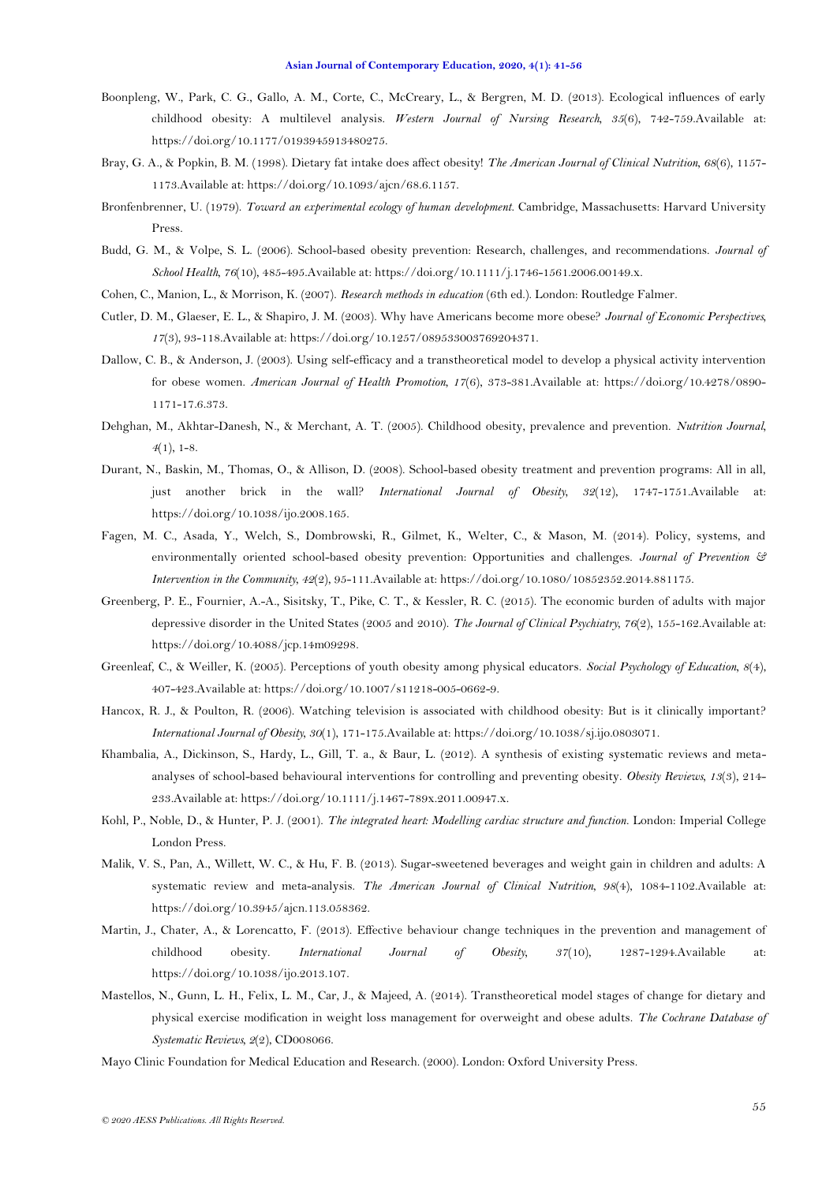Boonpleng, W., Park, C. G., Gallo, A. M., Corte, C., McCreary, L., & Bergren, M. D. (2013). Ecological influences of early childhood obesity: A multilevel analysis. *Western Journal of Nursing Research, 35*(6), 742-759.Available at: https://doi.org/10.1177/0193945913480275.

Bray, G. A., & Popkin, B. M. (1998). Dietary fat intake does affect obesity! *The American Journal of Clinical Nutrition, 68*(6), 1157-1173.Available at: https://doi.org/10.1093/ajcn/68.6.1157.

Bronfenbrenner, U. (1979). *Toward an experimental ecology of human development*. Cambridge, Massachusetts: Harvard University Press.

Budd, G. M., & Volpe, S. L. (2006). School-based obesity prevention: Research, challenges, and recommendations. *Journal of School Health, 76*(10), 485-495.Available at: https://doi.org/10.1111/j.1746-1561.2006.00149.x.

Cohen, C., Manion, L., & Morrison, K. (2007). *Research methods in education* (6th ed.). London: Routledge Falmer.

Cutler, D. M., Glaeser, E. L., & Shapiro, J. M. (2003). Why have Americans become more obese? *Journal of Economic Perspectives, 17*(3), 93-118.Available at: https://doi.org/10.1257/089533003769204371.

Dallow, C. B., & Anderson, J. (2003). Using self-efficacy and a transtheoretical model to develop a physical activity intervention for obese women. *American Journal of Health Promotion, 17*(6), 373-381.Available at: https://doi.org/10.4278/0890-1171-17.6.373.

Dehghan, M., Akhtar-Danesh, N., & Merchant, A. T. (2005). Childhood obesity, prevalence and prevention. *Nutrition Journal, 4*(1), 1-8.

Durant, N., Baskin, M., Thomas, O., & Allison, D. (2008). School-based obesity treatment and prevention programs: All in all, just another brick in the wall? *International Journal of Obesity, 32*(12), 1747-1751.Available at: https://doi.org/10.1038/ijo.2008.165.

Fagen, M. C., Asada, Y., Welch, S., Dombrowski, R., Gilmet, K., Welter, C., & Mason, M. (2014). Policy, systems, and environmentally oriented school-based obesity prevention: Opportunities and challenges. *Journal of Prevention & Intervention in the Community, 42*(2), 95-111.Available at: https://doi.org/10.1080/10852352.2014.881175.

Greenberg, P. E., Fournier, A.-A., Sisitsky, T., Pike, C. T., & Kessler, R. C. (2015). The economic burden of adults with major depressive disorder in the United States (2005 and 2010). *The Journal of Clinical Psychiatry, 76*(2), 155-162.Available at: https://doi.org/10.4088/jcp.14m09298.

Greenleaf, C., & Weiller, K. (2005). Perceptions of youth obesity among physical educators. *Social Psychology of Education, 8*(4), 407-423.Available at: https://doi.org/10.1007/s11218-005-0662-9.

Hancox, R. J., & Poulton, R. (2006). Watching television is associated with childhood obesity: But is it clinically important? *International Journal of Obesity, 30*(1), 171-175.Available at: https://doi.org/10.1038/sj.ijo.0803071.

Khambalia, A., Dickinson, S., Hardy, L., Gill, T. a., & Baur, L. (2012). A synthesis of existing systematic reviews and meta-analyses of school-based behavioural interventions for controlling and preventing obesity. *Obesity Reviews, 13*(3), 214-233.Available at: https://doi.org/10.1111/j.1467-789x.2011.00947.x.

Kohl, P., Noble, D., & Hunter, P. J. (2001). *The integrated heart: Modelling cardiac structure and function*. London: Imperial College London Press.

Malik, V. S., Pan, A., Willett, W. C., & Hu, F. B. (2013). Sugar-sweetened beverages and weight gain in children and adults: A systematic review and meta-analysis. *The American Journal of Clinical Nutrition, 98*(4), 1084-1102.Available at: https://doi.org/10.3945/ajcn.113.058362.

Martin, J., Chater, A., & Lorencatto, F. (2013). Effective behaviour change techniques in the prevention and management of childhood obesity. *International Journal of Obesity, 37*(10), 1287-1294.Available at: https://doi.org/10.1038/ijo.2013.107.

Mastellos, N., Gunn, L. H., Felix, L. M., Car, J., & Majeed, A. (2014). Transtheoretical model stages of change for dietary and physical exercise modification in weight loss management for overweight and obese adults. *The Cochrane Database of Systematic Reviews, 2*(2), CD008066.

Mayo Clinic Foundation for Medical Education and Research. (2000). London: Oxford University Press.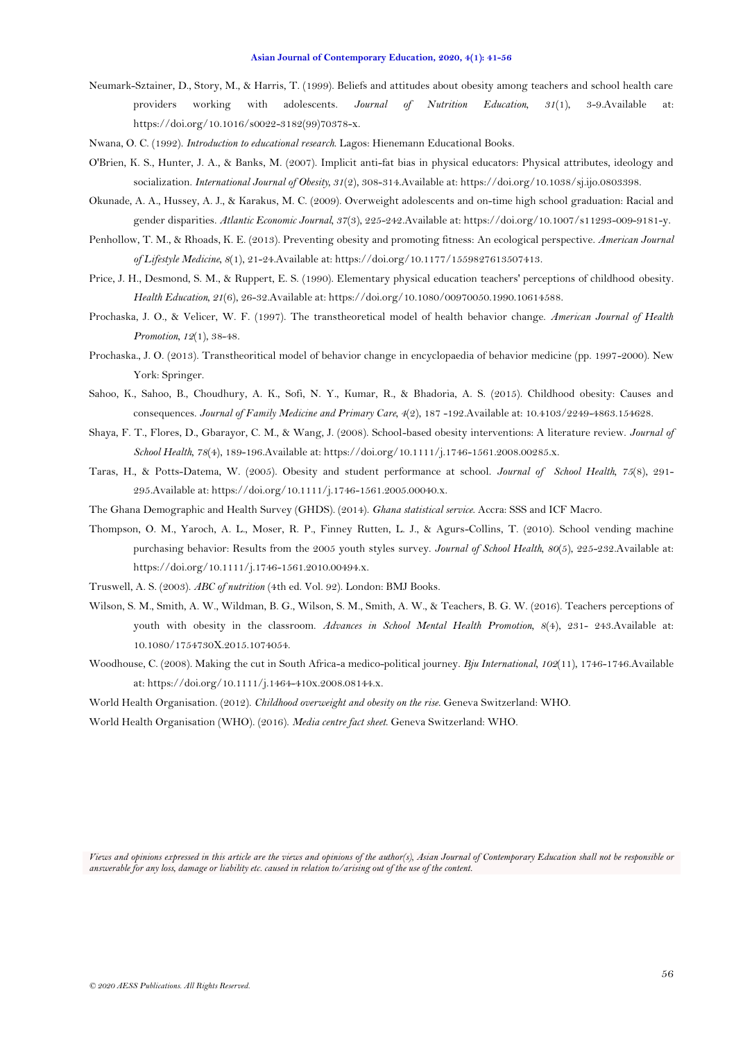Neumark-Sztainer, D., Story, M., & Harris, T. (1999). Beliefs and attitudes about obesity among teachers and school health care providers working with adolescents. *Journal of Nutrition Education, 31*(1), 3-9.Available at: https://doi.org/10.1016/s0022-3182(99)70378-x.

Nwana, O. C. (1992). *Introduction to educational research*. Lagos: Hienemann Educational Books.

O'Brien, K. S., Hunter, J. A., & Banks, M. (2007). Implicit anti-fat bias in physical educators: Physical attributes, ideology and socialization. *International Journal of Obesity, 31*(2), 308-314.Available at: https://doi.org/10.1038/sj.ijo.0803398.

Okunade, A. A., Hussey, A. J., & Karakus, M. C. (2009). Overweight adolescents and on-time high school graduation: Racial and gender disparities. *Atlantic Economic Journal, 37*(3), 225-242.Available at: https://doi.org/10.1007/s11293-009-9181-y.

Penhollow, T. M., & Rhoads, K. E. (2013). Preventing obesity and promoting fitness: An ecological perspective. *American Journal of Lifestyle Medicine, 8*(1), 21-24.Available at: https://doi.org/10.1177/1559827613507413.

Price, J. H., Desmond, S. M., & Ruppert, E. S. (1990). Elementary physical education teachers' perceptions of childhood obesity. *Health Education, 21*(6), 26-32.Available at: https://doi.org/10.1080/00970050.1990.10614588.

Prochaska, J. O., & Velicer, W. F. (1997). The transtheoretical model of health behavior change. *American Journal of Health Promotion, 12*(1), 38-48.

Prochaska., J. O. (2013). Transtheoritical model of behavior change in encyclopaedia of behavior medicine (pp. 1997-2000). New York: Springer.

Sahoo, K., Sahoo, B., Choudhury, A. K., Sofi, N. Y., Kumar, R., & Bhadoria, A. S. (2015). Childhood obesity: Causes and consequences. *Journal of Family Medicine and Primary Care, 4*(2), 187 -192.Available at: 10.4103/2249-4863.154628.

Shaya, F. T., Flores, D., Gbarayor, C. M., & Wang, J. (2008). School-based obesity interventions: A literature review. *Journal of School Health, 78*(4), 189-196.Available at: https://doi.org/10.1111/j.1746-1561.2008.00285.x.

Taras, H., & Potts-Datema, W. (2005). Obesity and student performance at school. *Journal of School Health, 75*(8), 291-295.Available at: https://doi.org/10.1111/j.1746-1561.2005.00040.x.

The Ghana Demographic and Health Survey (GHDS). (2014). *Ghana statistical service*. Accra: SSS and ICF Macro.

Thompson, O. M., Yaroch, A. L., Moser, R. P., Finney Rutten, L. J., & Agurs-Collins, T. (2010). School vending machine purchasing behavior: Results from the 2005 youth styles survey. *Journal of School Health, 80*(5), 225-232.Available at: https://doi.org/10.1111/j.1746-1561.2010.00494.x.

Truswell, A. S. (2003). *ABC of nutrition* (4th ed. Vol. 92). London: BMJ Books.

Wilson, S. M., Smith, A. W., Wildman, B. G., Wilson, S. M., Smith, A. W., & Teachers, B. G. W. (2016). Teachers perceptions of youth with obesity in the classroom. *Advances in School Mental Health Promotion, 8*(4), 231- 243.Available at: 10.1080/1754730X.2015.1074054.

Woodhouse, C. (2008). Making the cut in South Africa-a medico-political journey. *Bju International, 102*(11), 1746-1746.Available at: https://doi.org/10.1111/j.1464-410x.2008.08144.x.

World Health Organisation. (2012). *Childhood overweight and obesity on the rise*. Geneva Switzerland: WHO.

World Health Organisation (WHO). (2016). *Media centre fact sheet*. Geneva Switzerland: WHO.

*Views and opinions expressed in this article are the views and opinions of the author(s), Asian Journal of Contemporary Education shall not be responsible or answerable for any loss, damage or liability etc. caused in relation to/arising out of the use of the content.*